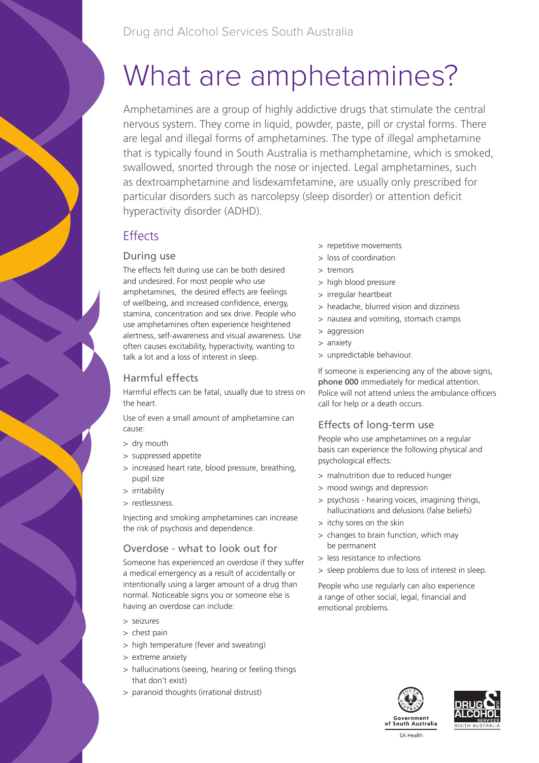Drug and Alcohol Services South Australia

# What are amphetamines?

Amphetamines are a group of highly addictive drugs that stimulate the central nervous system. They come in liquid, powder, paste, pill or crystal forms. There are legal and illegal forms of amphetamines. The type of illegal amphetamine that is typically found in South Australia is methamphetamine, which is smoked, swallowed, snorted through the nose or injected. Legal amphetamines, such as dextroamphetamine and lisdexamfetamine, are usually only prescribed for particular disorders such as narcolepsy (sleep disorder) or attention deficit hyperactivity disorder (ADHD).

## Effects

### During use

The effects felt during use can be both desired and undesired. For most people who use amphetamines, the desired effects are feelings of wellbeing, and increased confidence, energy, stamina, concentration and sex drive. People who use amphetamines often experience heightened alertness, self-awareness and visual awareness. Use often causes excitability, hyperactivity, wanting to talk a lot and a loss of interest in sleep.

### Harmful effects

Harmful effects can be fatal, usually due to stress on the heart.

Use of even a small amount of amphetamine can cause:

> dry mouth
> suppressed appetite
> increased heart rate, blood pressure, breathing, pupil size
> irritability
> restlessness.

Injecting and smoking amphetamines can increase the risk of psychosis and dependence.

### Overdose - what to look out for

Someone has experienced an overdose if they suffer a medical emergency as a result of accidentally or intentionally using a larger amount of a drug than normal. Noticeable signs you or someone else is having an overdose can include:

> seizures
> chest pain
> high temperature (fever and sweating)
> extreme anxiety
> hallucinations (seeing, hearing or feeling things that don't exist)
> paranoid thoughts (irrational distrust)
> repetitive movements
> loss of coordination
> tremors
> high blood pressure
> irregular heartbeat
> headache, blurred vision and dizziness
> nausea and vomiting, stomach cramps
> aggression
> anxiety
> unpredictable behaviour.

If someone is experiencing any of the above signs, phone 000 immediately for medical attention. Police will not attend unless the ambulance officers call for help or a death occurs.

### Effects of long-term use

People who use amphetamines on a regular basis can experience the following physical and psychological effects:

> malnutrition due to reduced hunger
> mood swings and depression
> psychosis - hearing voices, imagining things, hallucinations and delusions (false beliefs)
> itchy sores on the skin
> changes to brain function, which may be permanent
> less resistance to infections
> sleep problems due to loss of interest in sleep.

People who use regularly can also experience a range of other social, legal, financial and emotional problems.

Government of South Australia
SA Health

DRUG & ALCOHOL SERVICES SOUTH AUSTRALIA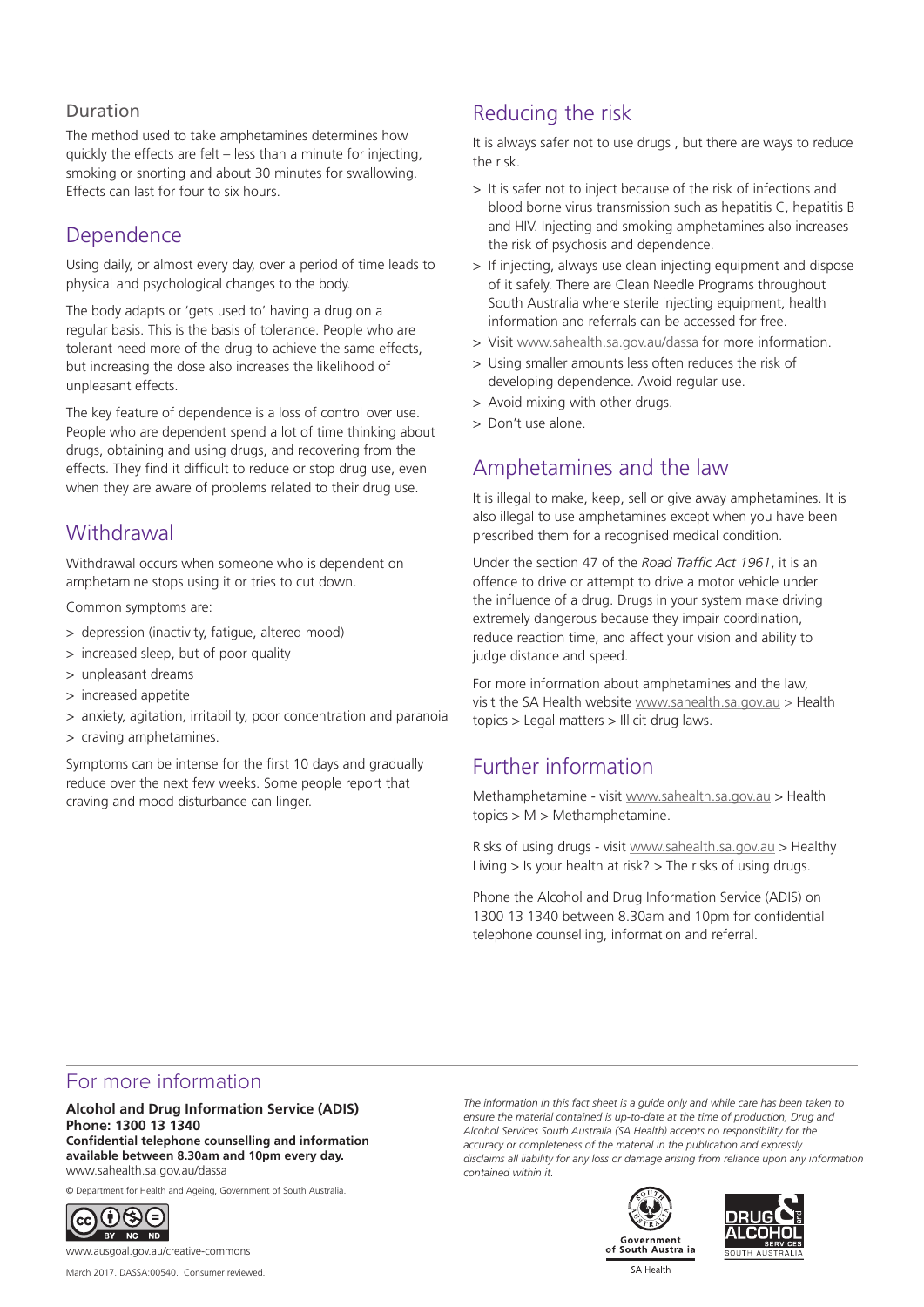### Duration

The method used to take amphetamines determines how quickly the effects are felt – less than a minute for injecting, smoking or snorting and about 30 minutes for swallowing. Effects can last for four to six hours.

## Dependence

Using daily, or almost every day, over a period of time leads to physical and psychological changes to the body.

The body adapts or 'gets used to' having a drug on a regular basis. This is the basis of tolerance. People who are tolerant need more of the drug to achieve the same effects, but increasing the dose also increases the likelihood of unpleasant effects.

The key feature of dependence is a loss of control over use. People who are dependent spend a lot of time thinking about drugs, obtaining and using drugs, and recovering from the effects. They find it difficult to reduce or stop drug use, even when they are aware of problems related to their drug use.

## Withdrawal

Withdrawal occurs when someone who is dependent on amphetamine stops using it or tries to cut down.

Common symptoms are:

- depression (inactivity, fatigue, altered mood)
- increased sleep, but of poor quality
- unpleasant dreams
- increased appetite
- anxiety, agitation, irritability, poor concentration and paranoia
- craving amphetamines.

Symptoms can be intense for the first 10 days and gradually reduce over the next few weeks. Some people report that craving and mood disturbance can linger.

## Reducing the risk

It is always safer not to use drugs , but there are ways to reduce the risk.

- It is safer not to inject because of the risk of infections and blood borne virus transmission such as hepatitis C, hepatitis B and HIV. Injecting and smoking amphetamines also increases the risk of psychosis and dependence.
- If injecting, always use clean injecting equipment and dispose of it safely. There are Clean Needle Programs throughout South Australia where sterile injecting equipment, health information and referrals can be accessed for free.
- Visit www.sahealth.sa.gov.au/dassa for more information.
- Using smaller amounts less often reduces the risk of developing dependence. Avoid regular use.
- Avoid mixing with other drugs.
- Don't use alone.

## Amphetamines and the law

It is illegal to make, keep, sell or give away amphetamines. It is also illegal to use amphetamines except when you have been prescribed them for a recognised medical condition.

Under the section 47 of the *Road Traffic Act 1961*, it is an offence to drive or attempt to drive a motor vehicle under the influence of a drug. Drugs in your system make driving extremely dangerous because they impair coordination, reduce reaction time, and affect your vision and ability to judge distance and speed.

For more information about amphetamines and the law, visit the SA Health website www.sahealth.sa.gov.au > Health topics > Legal matters > Illicit drug laws.

## Further information

Methamphetamine - visit www.sahealth.sa.gov.au > Health topics > M > Methamphetamine.

Risks of using drugs - visit www.sahealth.sa.gov.au > Healthy Living > Is your health at risk? > The risks of using drugs.

Phone the Alcohol and Drug Information Service (ADIS) on 1300 13 1340 between 8.30am and 10pm for confidential telephone counselling, information and referral.

## For more information

**Alcohol and Drug Information Service (ADIS)**
**Phone: 1300 13 1340**
**Confidential telephone counselling and information available between 8.30am and 10pm every day.**
www.sahealth.sa.gov.au/dassa

© Department for Health and Ageing, Government of South Australia.

www.ausgoal.gov.au/creative-commons

March 2017. DASSA:00540. Consumer reviewed.

*The information in this fact sheet is a guide only and while care has been taken to ensure the material contained is up-to-date at the time of production, Drug and Alcohol Services South Australia (SA Health) accepts no responsibility for the accuracy or completeness of the material in the publication and expressly disclaims all liability for any loss or damage arising from reliance upon any information contained within it.*

Government of South Australia
SA Health

DRUG & ALCOHOL SERVICES SOUTH AUSTRALIA